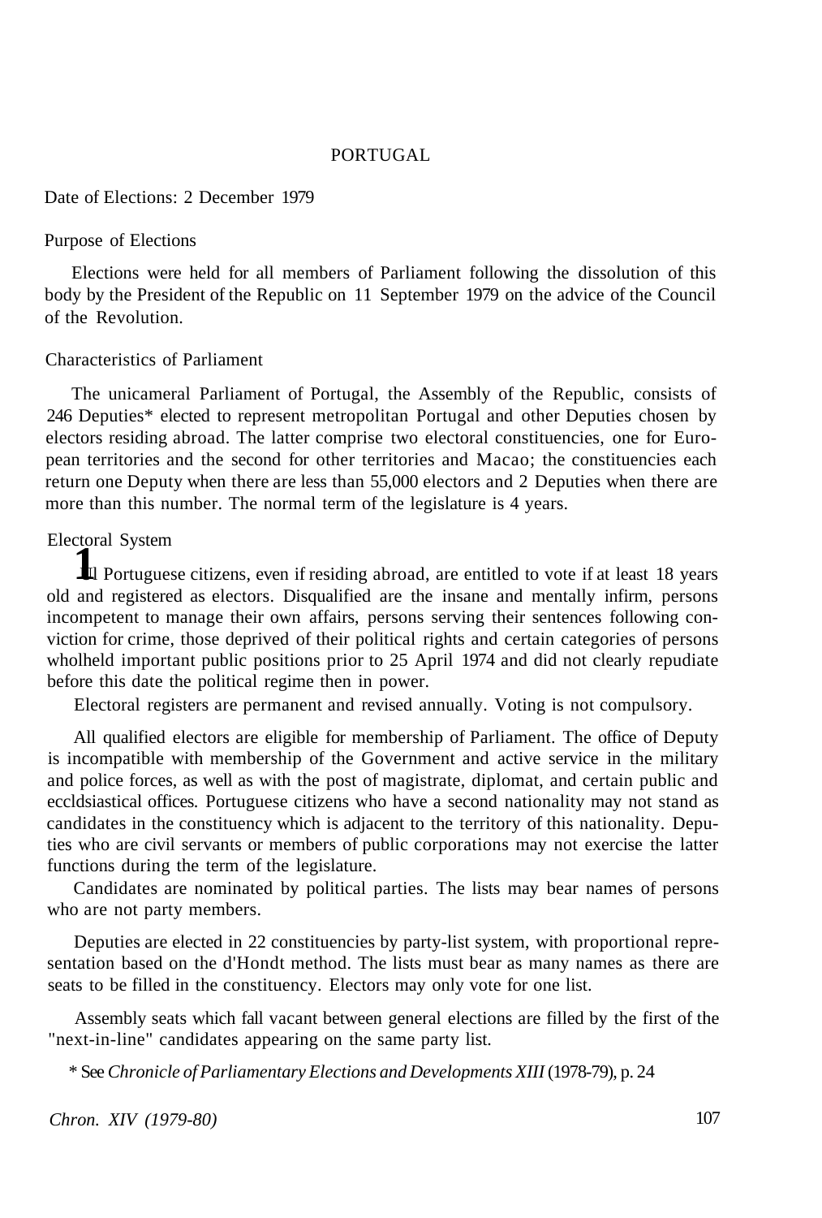# PORTUGAL

Date of Elections: 2 December 1979

## Purpose of Elections

Elections were held for all members of Parliament following the dissolution of this body by the President of the Republic on 11 September 1979 on the advice of the Council of the Revolution.

## Characteristics of Parliament

The unicameral Parliament of Portugal, the Assembly of the Republic, consists of 246 Deputies* elected to represent metropolitan Portugal and other Deputies chosen by electors residing abroad. The latter comprise two electoral constituencies, one for European territories and the second for other territories and Macao; the constituencies each return one Deputy when there are less than 55,000 electors and 2 Deputies when there are more than this number. The normal term of the legislature is 4 years.

## Electoral System

All Portuguese citizens, even if residing abroad, are entitled to vote if at least 18 years old and registered as electors. Disqualified are the insane and mentally infirm, persons incompetent to manage their own affairs, persons serving their sentences following conviction for crime, those deprived of their political rights and certain categories of persons wholheld important public positions prior to 25 April 1974 and did not clearly repudiate before this date the political regime then in power.

Electoral registers are permanent and revised annually. Voting is not compulsory.

All qualified electors are eligible for membership of Parliament. The office of Deputy is incompatible with membership of the Government and active service in the military and police forces, as well as with the post of magistrate, diplomat, and certain public and eccldsiastical offices. Portuguese citizens who have a second nationality may not stand as candidates in the constituency which is adjacent to the territory of this nationality. Deputies who are civil servants or members of public corporations may not exercise the latter functions during the term of the legislature.

Candidates are nominated by political parties. The lists may bear names of persons who are not party members.

Deputies are elected in 22 constituencies by party-list system, with proportional representation based on the d'Hondt method. The lists must bear as many names as there are seats to be filled in the constituency. Electors may only vote for one list.

Assembly seats which fall vacant between general elections are filled by the first of the "next-in-line" candidates appearing on the same party list.

\* See *Chronicle of Parliamentary Elections and Developments XIII* (1978-79), p. 24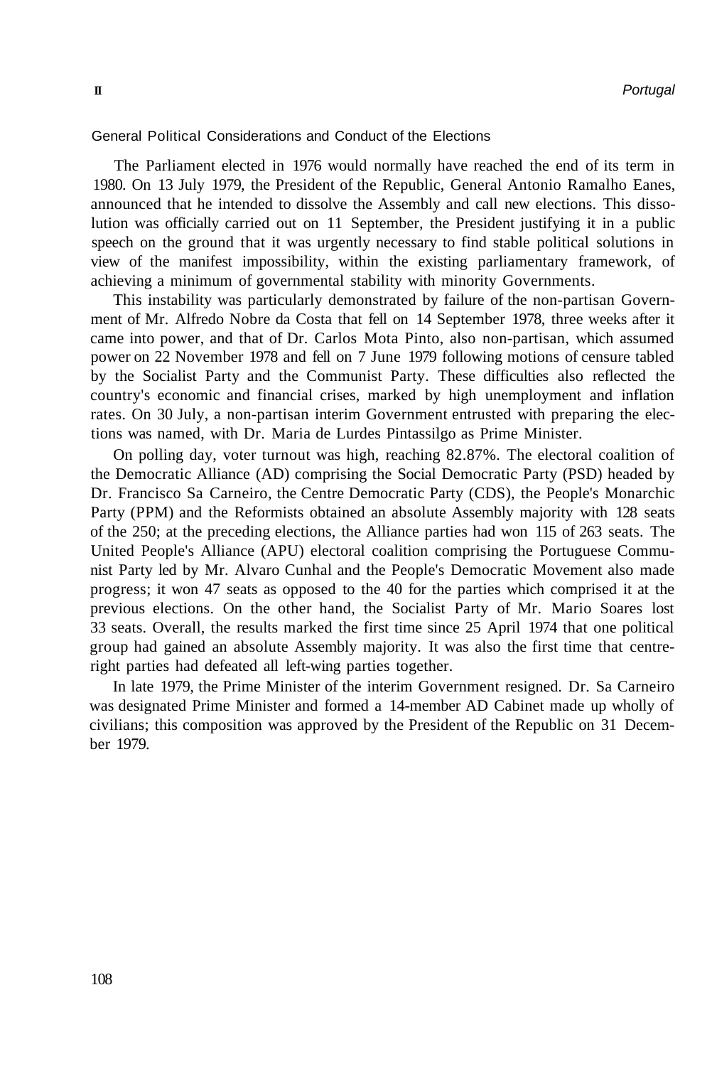## General Political Considerations and Conduct of the Elections

The Parliament elected in 1976 would normally have reached the end of its term in 1980. On 13 July 1979, the President of the Republic, General Antonio Ramalho Eanes, announced that he intended to dissolve the Assembly and call new elections. This dissolution was officially carried out on 11 September, the President justifying it in a public speech on the ground that it was urgently necessary to find stable political solutions in view of the manifest impossibility, within the existing parliamentary framework, of achieving a minimum of governmental stability with minority Governments.

This instability was particularly demonstrated by failure of the non-partisan Government of Mr. Alfredo Nobre da Costa that fell on 14 September 1978, three weeks after it came into power, and that of Dr. Carlos Mota Pinto, also non-partisan, which assumed power on 22 November 1978 and fell on 7 June 1979 following motions of censure tabled by the Socialist Party and the Communist Party. These difficulties also reflected the country's economic and financial crises, marked by high unemployment and inflation rates. On 30 July, a non-partisan interim Government entrusted with preparing the elections was named, with Dr. Maria de Lurdes Pintassilgo as Prime Minister.

On polling day, voter turnout was high, reaching 82.87%. The electoral coalition of the Democratic Alliance (AD) comprising the Social Democratic Party (PSD) headed by Dr. Francisco Sa Carneiro, the Centre Democratic Party (CDS), the People's Monarchic Party (PPM) and the Reformists obtained an absolute Assembly majority with 128 seats of the 250; at the preceding elections, the Alliance parties had won 115 of 263 seats. The United People's Alliance (APU) electoral coalition comprising the Portuguese Communist Party led by Mr. Alvaro Cunhal and the People's Democratic Movement also made progress; it won 47 seats as opposed to the 40 for the parties which comprised it at the previous elections. On the other hand, the Socialist Party of Mr. Mario Soares lost 33 seats. Overall, the results marked the first time since 25 April 1974 that one political group had gained an absolute Assembly majority. It was also the first time that centre-right parties had defeated all left-wing parties together.

In late 1979, the Prime Minister of the interim Government resigned. Dr. Sa Carneiro was designated Prime Minister and formed a 14-member AD Cabinet made up wholly of civilians; this composition was approved by the President of the Republic on 31 December 1979.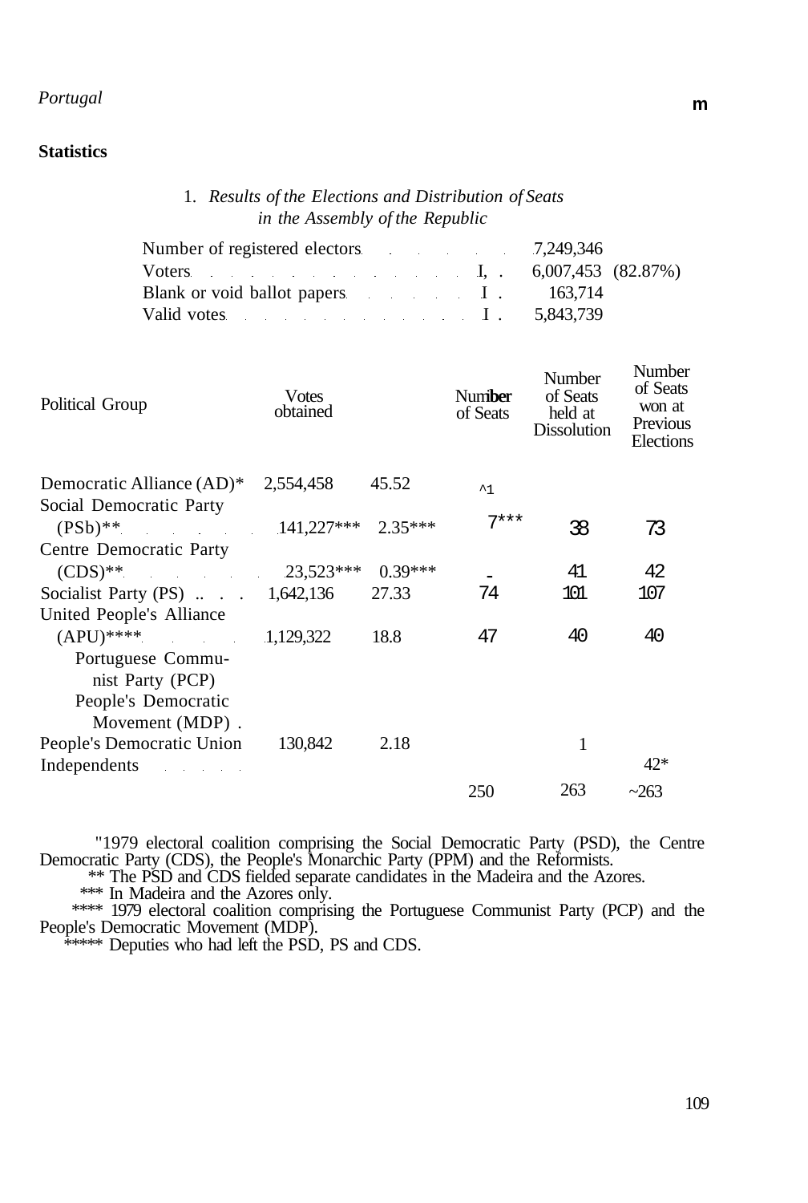*Portugal*

**Statistics**

1. *Results of the Elections and Distribution of Seats in the Assembly of the Republic*

| | |
|---|---|
| Number of registered electors | 7,249,346 |
| Voters | 6,007,453 (82.87%) |
| Blank or void ballot papers | 163,714 |
| Valid votes | 5,843,739 |

| Political Group | Votes obtained | % | Number of Seats | Number of Seats held at Dissolution | Number of Seats won at Previous Elections |
|---|---|---|---|---|---|
| Democratic Alliance (AD)* | 2,554,458 | 45.52 | ^1 | | |
| Social Democratic Party (PSb)** | 141,227*** | 2.35*** | 7*** | 38 | 73 |
| Centre Democratic Party (CDS)** | 23,523*** | 0.39*** | - | 41 | 42 |
| Socialist Party (PS) | 1,642,136 | 27.33 | 74 | 101 | 107 |
| United People's Alliance (APU)**** | 1,129,322 | 18.8 | 47 | 40 | 40 |
| Portuguese Communist Party (PCP) | | | | | |
| People's Democratic Movement (MDP) | | | | | |
| People's Democratic Union | 130,842 | 2.18 | | 1 | |
| Independents | | | | | 42* |
| | | | 250 | 263 | ~263 |

"1979 electoral coalition comprising the Social Democratic Party (PSD), the Centre Democratic Party (CDS), the People's Monarchic Party (PPM) and the Reformists.

** The PSD and CDS fielded separate candidates in the Madeira and the Azores.

*** In Madeira and the Azores only.

**** 1979 electoral coalition comprising the Portuguese Communist Party (PCP) and the People's Democratic Movement (MDP).

***** Deputies who had left the PSD, PS and CDS.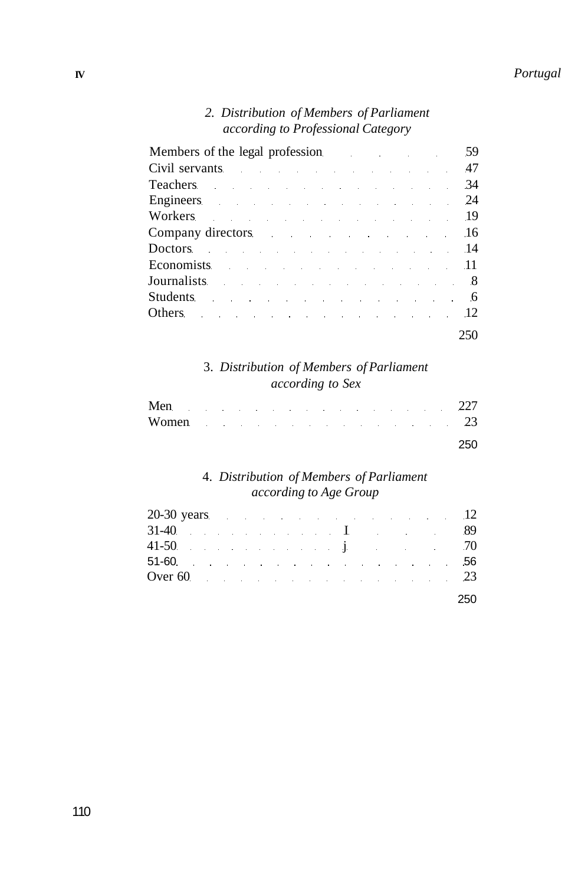### 2. *Distribution of Members of Parliament according to Professional Category*

| | |
|---|---|
| Members of the legal profession | 59 |
| Civil servants | 47 |
| Teachers | 34 |
| Engineers | 24 |
| Workers | 19 |
| Company directors | 16 |
| Doctors | 14 |
| Economists | 11 |
| Journalists | 8 |
| Students | 6 |
| Others | 12 |
| | 250 |

### 3. *Distribution of Members of Parliament according to Sex*

| | |
|---|---|
| Men | 227 |
| Women | 23 |
| | 250 |

### 4. *Distribution of Members of Parliament according to Age Group*

| | |
|---|---|
| 20-30 years | 12 |
| 31-40 | 89 |
| 41-50 | 70 |
| 51-60 | 56 |
| Over 60 | 23 |
| | 250 |